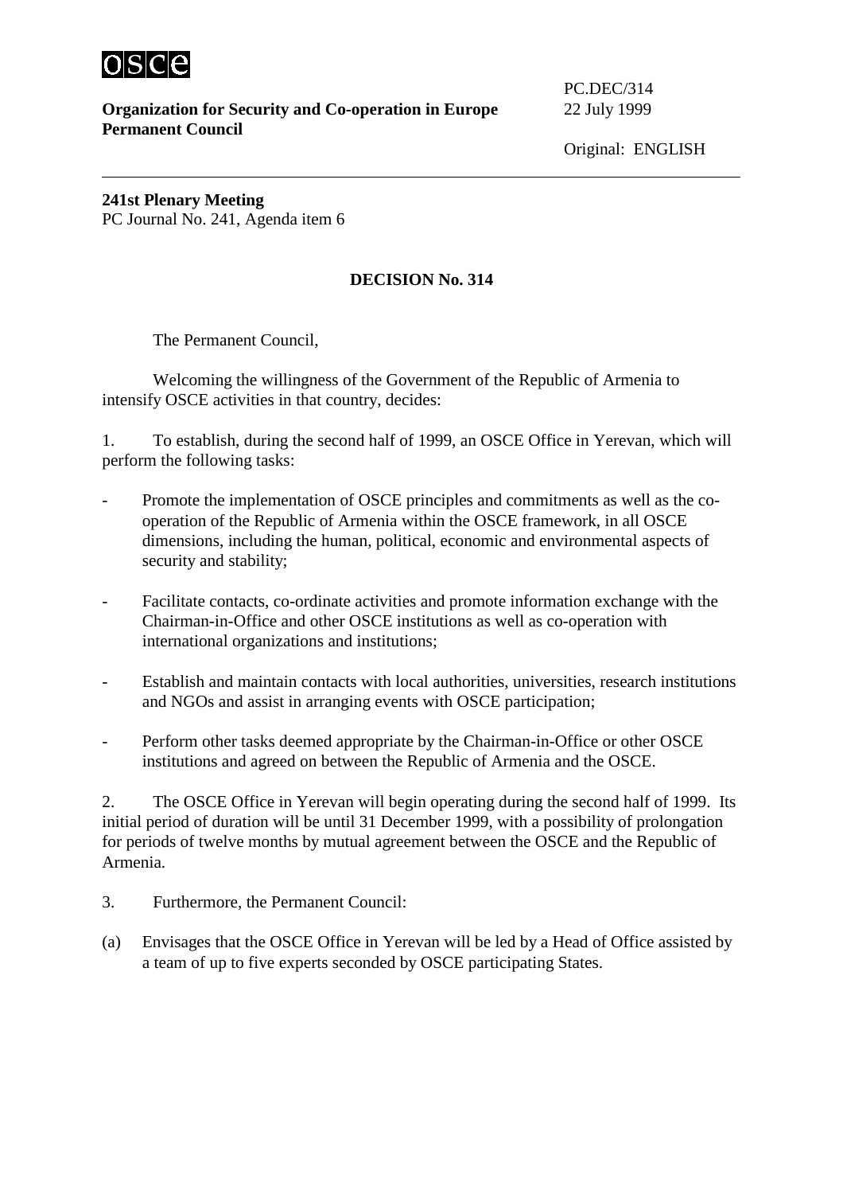osce

**Organization for Security and Co-operation in Europe**
**Permanent Council**

PC.DEC/314
22 July 1999

Original: ENGLISH

---

**241st Plenary Meeting**
PC Journal No. 241, Agenda item 6

## DECISION No. 314

The Permanent Council,

Welcoming the willingness of the Government of the Republic of Armenia to intensify OSCE activities in that country, decides:

1. To establish, during the second half of 1999, an OSCE Office in Yerevan, which will perform the following tasks:

- Promote the implementation of OSCE principles and commitments as well as the co-operation of the Republic of Armenia within the OSCE framework, in all OSCE dimensions, including the human, political, economic and environmental aspects of security and stability;

- Facilitate contacts, co-ordinate activities and promote information exchange with the Chairman-in-Office and other OSCE institutions as well as co-operation with international organizations and institutions;

- Establish and maintain contacts with local authorities, universities, research institutions and NGOs and assist in arranging events with OSCE participation;

- Perform other tasks deemed appropriate by the Chairman-in-Office or other OSCE institutions and agreed on between the Republic of Armenia and the OSCE.

2. The OSCE Office in Yerevan will begin operating during the second half of 1999. Its initial period of duration will be until 31 December 1999, with a possibility of prolongation for periods of twelve months by mutual agreement between the OSCE and the Republic of Armenia.

3. Furthermore, the Permanent Council:

(a) Envisages that the OSCE Office in Yerevan will be led by a Head of Office assisted by a team of up to five experts seconded by OSCE participating States.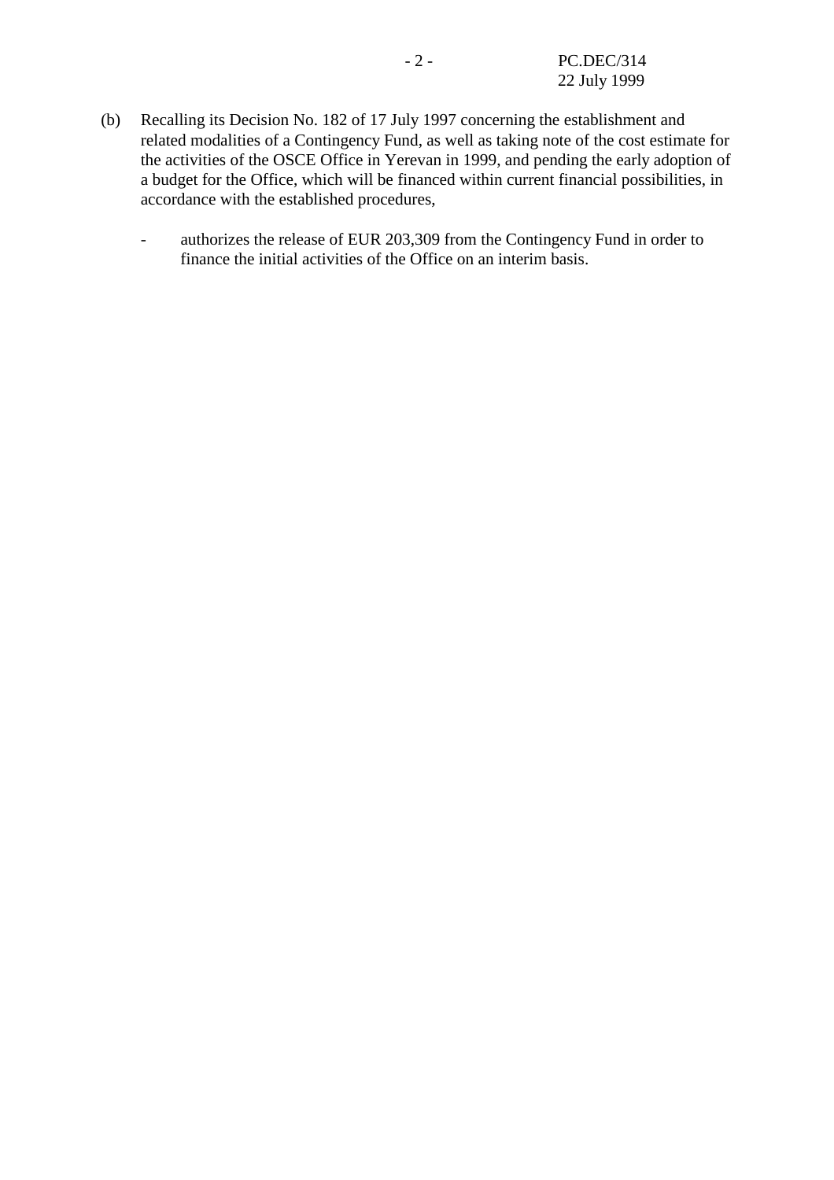(b) Recalling its Decision No. 182 of 17 July 1997 concerning the establishment and related modalities of a Contingency Fund, as well as taking note of the cost estimate for the activities of the OSCE Office in Yerevan in 1999, and pending the early adoption of a budget for the Office, which will be financed within current financial possibilities, in accordance with the established procedures,

- authorizes the release of EUR 203,309 from the Contingency Fund in order to finance the initial activities of the Office on an interim basis.